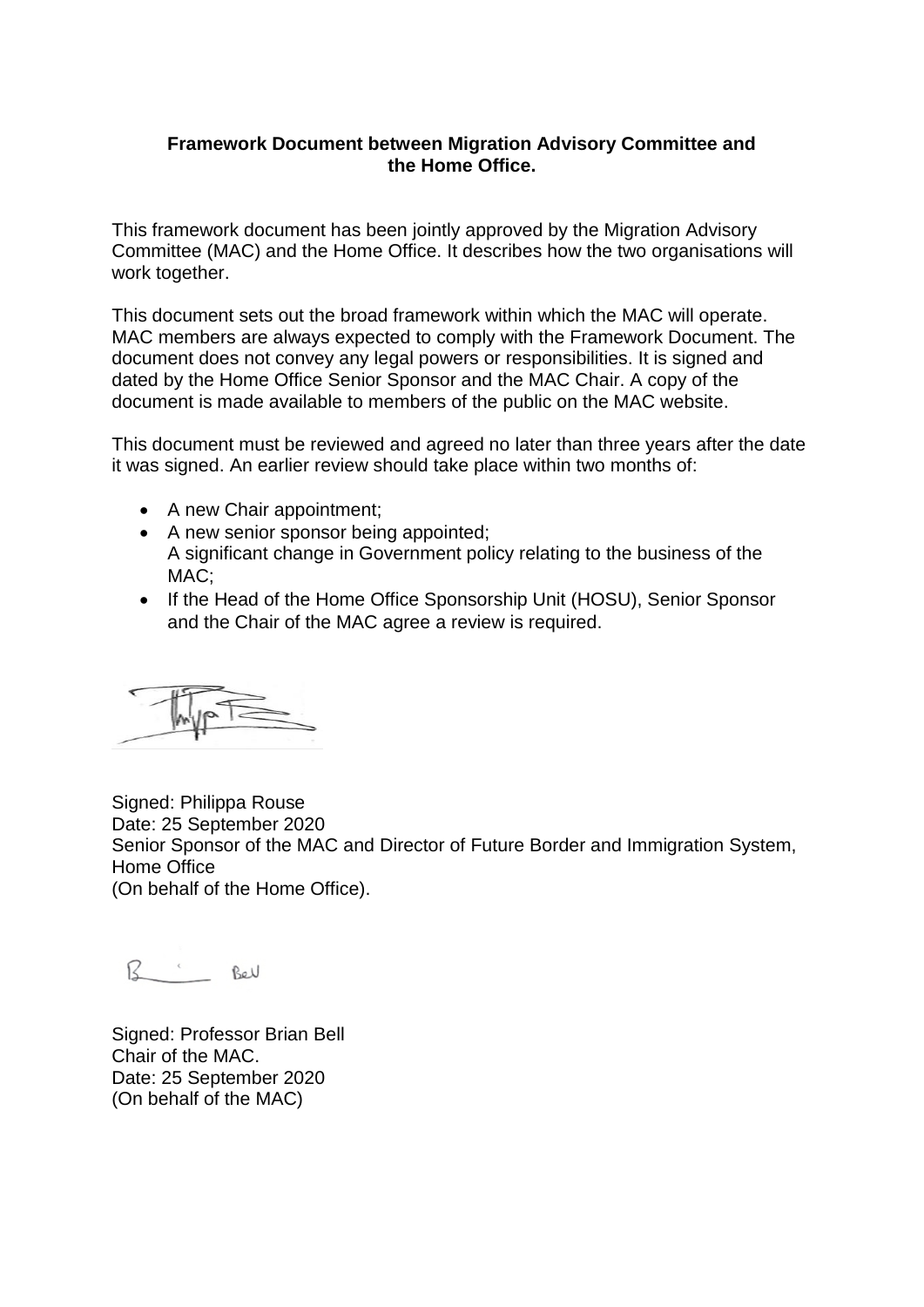**Framework Document between Migration Advisory Committee and the Home Office.**

This framework document has been jointly approved by the Migration Advisory Committee (MAC) and the Home Office. It describes how the two organisations will work together.

This document sets out the broad framework within which the MAC will operate. MAC members are always expected to comply with the Framework Document. The document does not convey any legal powers or responsibilities. It is signed and dated by the Home Office Senior Sponsor and the MAC Chair. A copy of the document is made available to members of the public on the MAC website.

This document must be reviewed and agreed no later than three years after the date it was signed. An earlier review should take place within two months of:

- A new Chair appointment;
- A new senior sponsor being appointed;
  A significant change in Government policy relating to the business of the MAC;
- If the Head of the Home Office Sponsorship Unit (HOSU), Senior Sponsor and the Chair of the MAC agree a review is required.

Signed: Philippa Rouse
Date: 25 September 2020
Senior Sponsor of the MAC and Director of Future Border and Immigration System, Home Office
(On behalf of the Home Office).

Signed: Professor Brian Bell
Chair of the MAC.
Date: 25 September 2020
(On behalf of the MAC)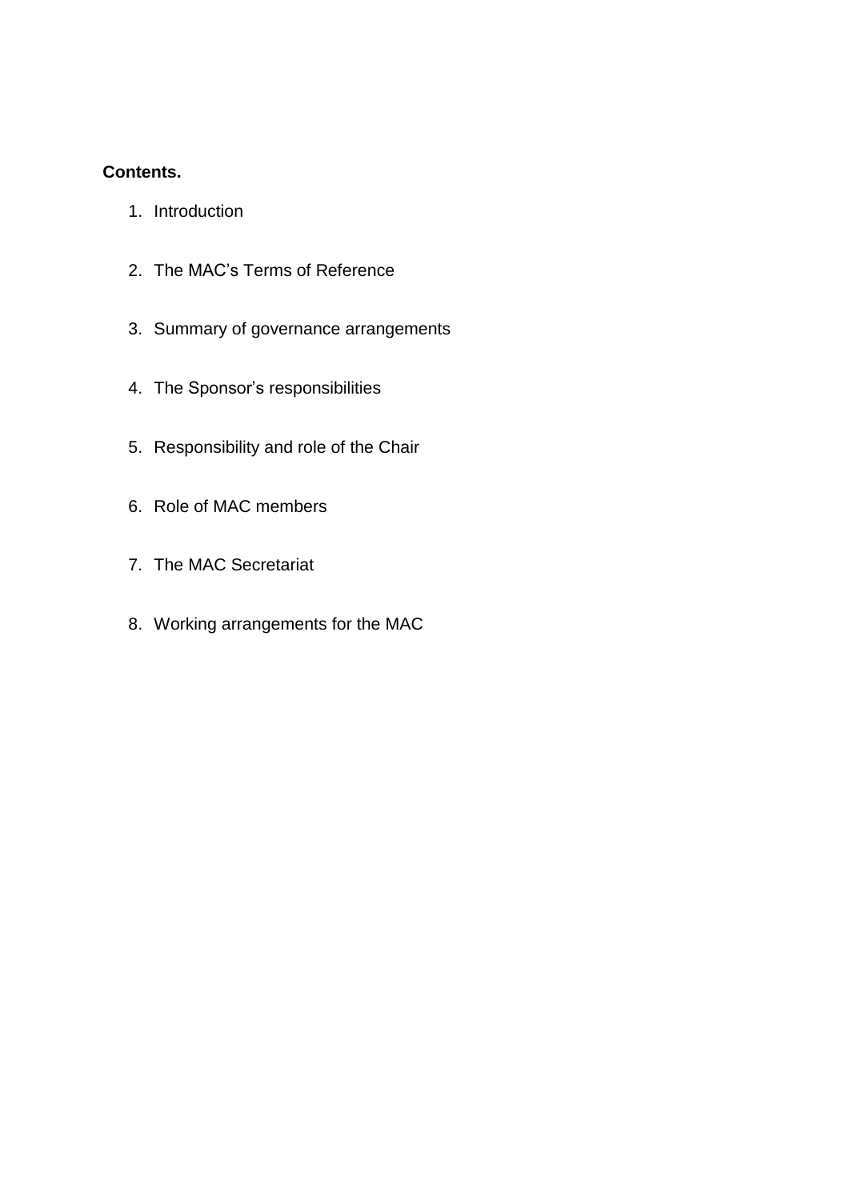**Contents.**

1. Introduction
2. The MAC's Terms of Reference
3. Summary of governance arrangements
4. The Sponsor's responsibilities
5. Responsibility and role of the Chair
6. Role of MAC members
7. The MAC Secretariat
8. Working arrangements for the MAC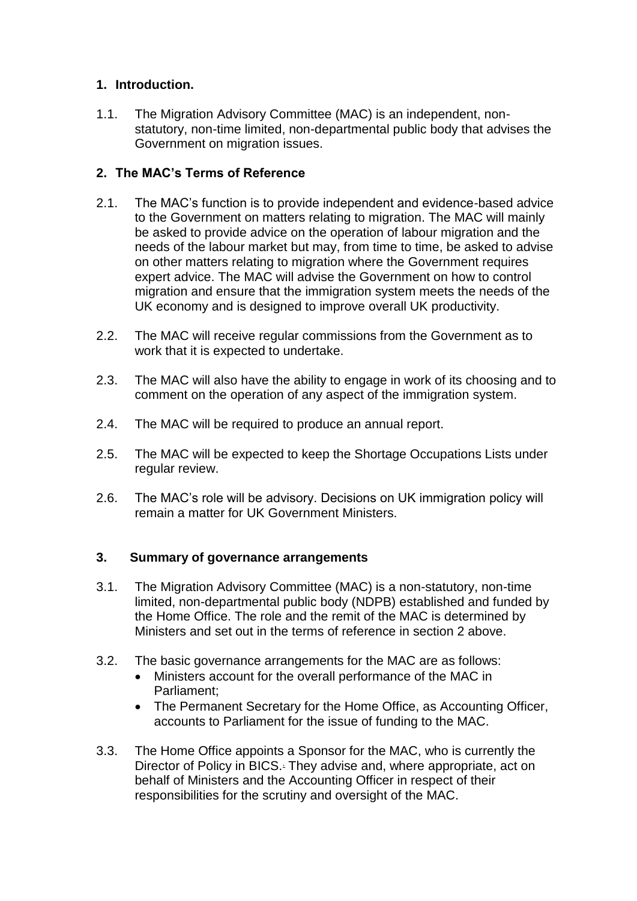## 1. Introduction.

1.1. The Migration Advisory Committee (MAC) is an independent, non-statutory, non-time limited, non-departmental public body that advises the Government on migration issues.

## 2. The MAC's Terms of Reference

2.1. The MAC's function is to provide independent and evidence-based advice to the Government on matters relating to migration. The MAC will mainly be asked to provide advice on the operation of labour migration and the needs of the labour market but may, from time to time, be asked to advise on other matters relating to migration where the Government requires expert advice. The MAC will advise the Government on how to control migration and ensure that the immigration system meets the needs of the UK economy and is designed to improve overall UK productivity.

2.2. The MAC will receive regular commissions from the Government as to work that it is expected to undertake.

2.3. The MAC will also have the ability to engage in work of its choosing and to comment on the operation of any aspect of the immigration system.

2.4. The MAC will be required to produce an annual report.

2.5. The MAC will be expected to keep the Shortage Occupations Lists under regular review.

2.6. The MAC's role will be advisory. Decisions on UK immigration policy will remain a matter for UK Government Ministers.

## 3. Summary of governance arrangements

3.1. The Migration Advisory Committee (MAC) is a non-statutory, non-time limited, non-departmental public body (NDPB) established and funded by the Home Office. The role and the remit of the MAC is determined by Ministers and set out in the terms of reference in section 2 above.

3.2. The basic governance arrangements for the MAC are as follows:

- Ministers account for the overall performance of the MAC in Parliament;
- The Permanent Secretary for the Home Office, as Accounting Officer, accounts to Parliament for the issue of funding to the MAC.

3.3. The Home Office appoints a Sponsor for the MAC, who is currently the Director of Policy in BICS. They advise and, where appropriate, act on behalf of Ministers and the Accounting Officer in respect of their responsibilities for the scrutiny and oversight of the MAC.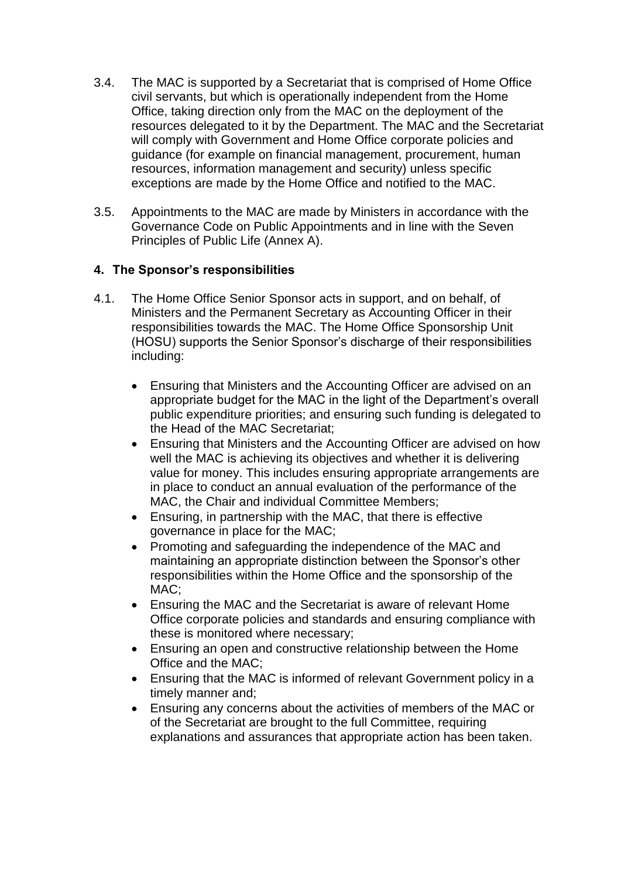3.4. The MAC is supported by a Secretariat that is comprised of Home Office civil servants, but which is operationally independent from the Home Office, taking direction only from the MAC on the deployment of the resources delegated to it by the Department. The MAC and the Secretariat will comply with Government and Home Office corporate policies and guidance (for example on financial management, procurement, human resources, information management and security) unless specific exceptions are made by the Home Office and notified to the MAC.

3.5. Appointments to the MAC are made by Ministers in accordance with the Governance Code on Public Appointments and in line with the Seven Principles of Public Life (Annex A).

## 4. The Sponsor's responsibilities

4.1. The Home Office Senior Sponsor acts in support, and on behalf, of Ministers and the Permanent Secretary as Accounting Officer in their responsibilities towards the MAC. The Home Office Sponsorship Unit (HOSU) supports the Senior Sponsor's discharge of their responsibilities including:

- Ensuring that Ministers and the Accounting Officer are advised on an appropriate budget for the MAC in the light of the Department's overall public expenditure priorities; and ensuring such funding is delegated to the Head of the MAC Secretariat;
- Ensuring that Ministers and the Accounting Officer are advised on how well the MAC is achieving its objectives and whether it is delivering value for money. This includes ensuring appropriate arrangements are in place to conduct an annual evaluation of the performance of the MAC, the Chair and individual Committee Members;
- Ensuring, in partnership with the MAC, that there is effective governance in place for the MAC;
- Promoting and safeguarding the independence of the MAC and maintaining an appropriate distinction between the Sponsor's other responsibilities within the Home Office and the sponsorship of the MAC;
- Ensuring the MAC and the Secretariat is aware of relevant Home Office corporate policies and standards and ensuring compliance with these is monitored where necessary;
- Ensuring an open and constructive relationship between the Home Office and the MAC;
- Ensuring that the MAC is informed of relevant Government policy in a timely manner and;
- Ensuring any concerns about the activities of members of the MAC or of the Secretariat are brought to the full Committee, requiring explanations and assurances that appropriate action has been taken.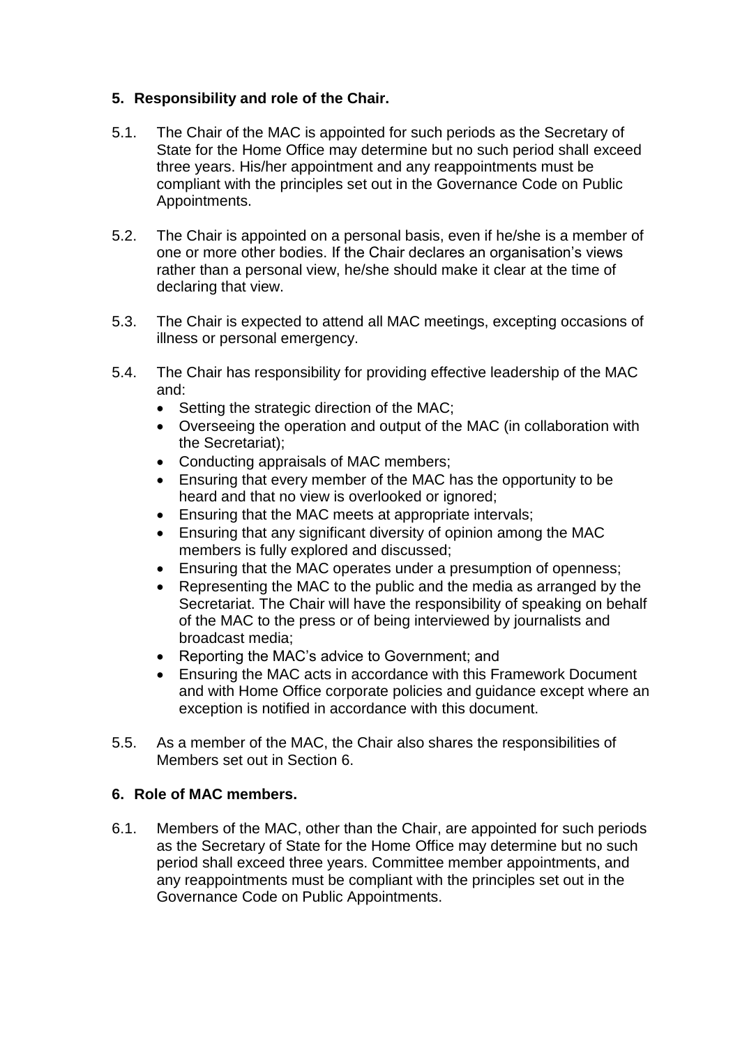## 5. Responsibility and role of the Chair.

5.1. The Chair of the MAC is appointed for such periods as the Secretary of State for the Home Office may determine but no such period shall exceed three years. His/her appointment and any reappointments must be compliant with the principles set out in the Governance Code on Public Appointments.

5.2. The Chair is appointed on a personal basis, even if he/she is a member of one or more other bodies. If the Chair declares an organisation's views rather than a personal view, he/she should make it clear at the time of declaring that view.

5.3. The Chair is expected to attend all MAC meetings, excepting occasions of illness or personal emergency.

5.4. The Chair has responsibility for providing effective leadership of the MAC and:

- Setting the strategic direction of the MAC;
- Overseeing the operation and output of the MAC (in collaboration with the Secretariat);
- Conducting appraisals of MAC members;
- Ensuring that every member of the MAC has the opportunity to be heard and that no view is overlooked or ignored;
- Ensuring that the MAC meets at appropriate intervals;
- Ensuring that any significant diversity of opinion among the MAC members is fully explored and discussed;
- Ensuring that the MAC operates under a presumption of openness;
- Representing the MAC to the public and the media as arranged by the Secretariat. The Chair will have the responsibility of speaking on behalf of the MAC to the press or of being interviewed by journalists and broadcast media;
- Reporting the MAC's advice to Government; and
- Ensuring the MAC acts in accordance with this Framework Document and with Home Office corporate policies and guidance except where an exception is notified in accordance with this document.

5.5. As a member of the MAC, the Chair also shares the responsibilities of Members set out in Section 6.

## 6. Role of MAC members.

6.1. Members of the MAC, other than the Chair, are appointed for such periods as the Secretary of State for the Home Office may determine but no such period shall exceed three years. Committee member appointments, and any reappointments must be compliant with the principles set out in the Governance Code on Public Appointments.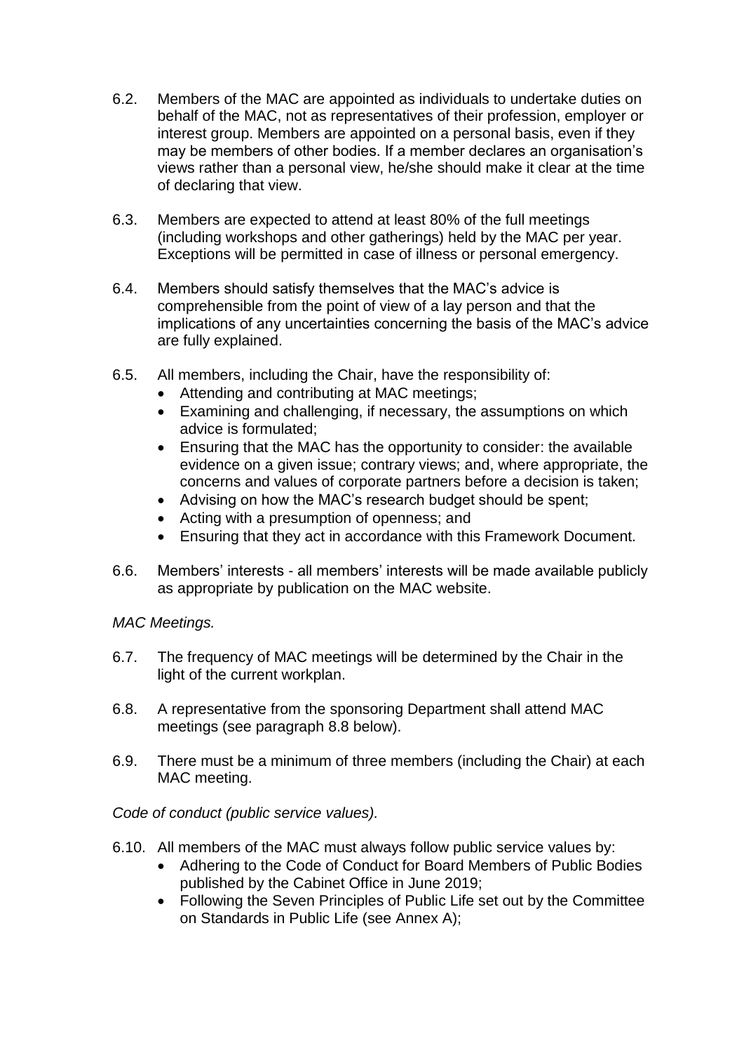6.2. Members of the MAC are appointed as individuals to undertake duties on behalf of the MAC, not as representatives of their profession, employer or interest group. Members are appointed on a personal basis, even if they may be members of other bodies. If a member declares an organisation's views rather than a personal view, he/she should make it clear at the time of declaring that view.

6.3. Members are expected to attend at least 80% of the full meetings (including workshops and other gatherings) held by the MAC per year. Exceptions will be permitted in case of illness or personal emergency.

6.4. Members should satisfy themselves that the MAC's advice is comprehensible from the point of view of a lay person and that the implications of any uncertainties concerning the basis of the MAC's advice are fully explained.

6.5. All members, including the Chair, have the responsibility of:

- Attending and contributing at MAC meetings;
- Examining and challenging, if necessary, the assumptions on which advice is formulated;
- Ensuring that the MAC has the opportunity to consider: the available evidence on a given issue; contrary views; and, where appropriate, the concerns and values of corporate partners before a decision is taken;
- Advising on how the MAC's research budget should be spent;
- Acting with a presumption of openness; and
- Ensuring that they act in accordance with this Framework Document.

6.6. Members' interests - all members' interests will be made available publicly as appropriate by publication on the MAC website.

*MAC Meetings.*

6.7. The frequency of MAC meetings will be determined by the Chair in the light of the current workplan.

6.8. A representative from the sponsoring Department shall attend MAC meetings (see paragraph 8.8 below).

6.9. There must be a minimum of three members (including the Chair) at each MAC meeting.

*Code of conduct (public service values).*

6.10. All members of the MAC must always follow public service values by:

- Adhering to the Code of Conduct for Board Members of Public Bodies published by the Cabinet Office in June 2019;
- Following the Seven Principles of Public Life set out by the Committee on Standards in Public Life (see Annex A);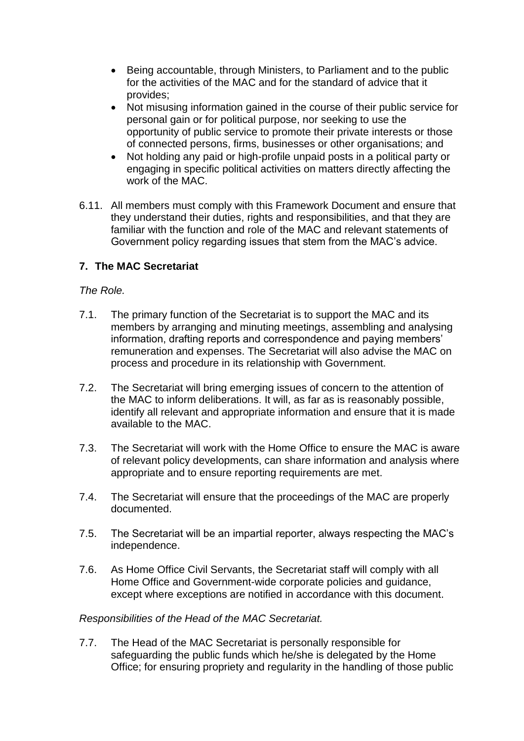- Being accountable, through Ministers, to Parliament and to the public for the activities of the MAC and for the standard of advice that it provides;
- Not misusing information gained in the course of their public service for personal gain or for political purpose, nor seeking to use the opportunity of public service to promote their private interests or those of connected persons, firms, businesses or other organisations; and
- Not holding any paid or high-profile unpaid posts in a political party or engaging in specific political activities on matters directly affecting the work of the MAC.

6.11. All members must comply with this Framework Document and ensure that they understand their duties, rights and responsibilities, and that they are familiar with the function and role of the MAC and relevant statements of Government policy regarding issues that stem from the MAC's advice.

## 7. The MAC Secretariat

*The Role.*

7.1. The primary function of the Secretariat is to support the MAC and its members by arranging and minuting meetings, assembling and analysing information, drafting reports and correspondence and paying members' remuneration and expenses. The Secretariat will also advise the MAC on process and procedure in its relationship with Government.

7.2. The Secretariat will bring emerging issues of concern to the attention of the MAC to inform deliberations. It will, as far as is reasonably possible, identify all relevant and appropriate information and ensure that it is made available to the MAC.

7.3. The Secretariat will work with the Home Office to ensure the MAC is aware of relevant policy developments, can share information and analysis where appropriate and to ensure reporting requirements are met.

7.4. The Secretariat will ensure that the proceedings of the MAC are properly documented.

7.5. The Secretariat will be an impartial reporter, always respecting the MAC's independence.

7.6. As Home Office Civil Servants, the Secretariat staff will comply with all Home Office and Government-wide corporate policies and guidance, except where exceptions are notified in accordance with this document.

*Responsibilities of the Head of the MAC Secretariat.*

7.7. The Head of the MAC Secretariat is personally responsible for safeguarding the public funds which he/she is delegated by the Home Office; for ensuring propriety and regularity in the handling of those public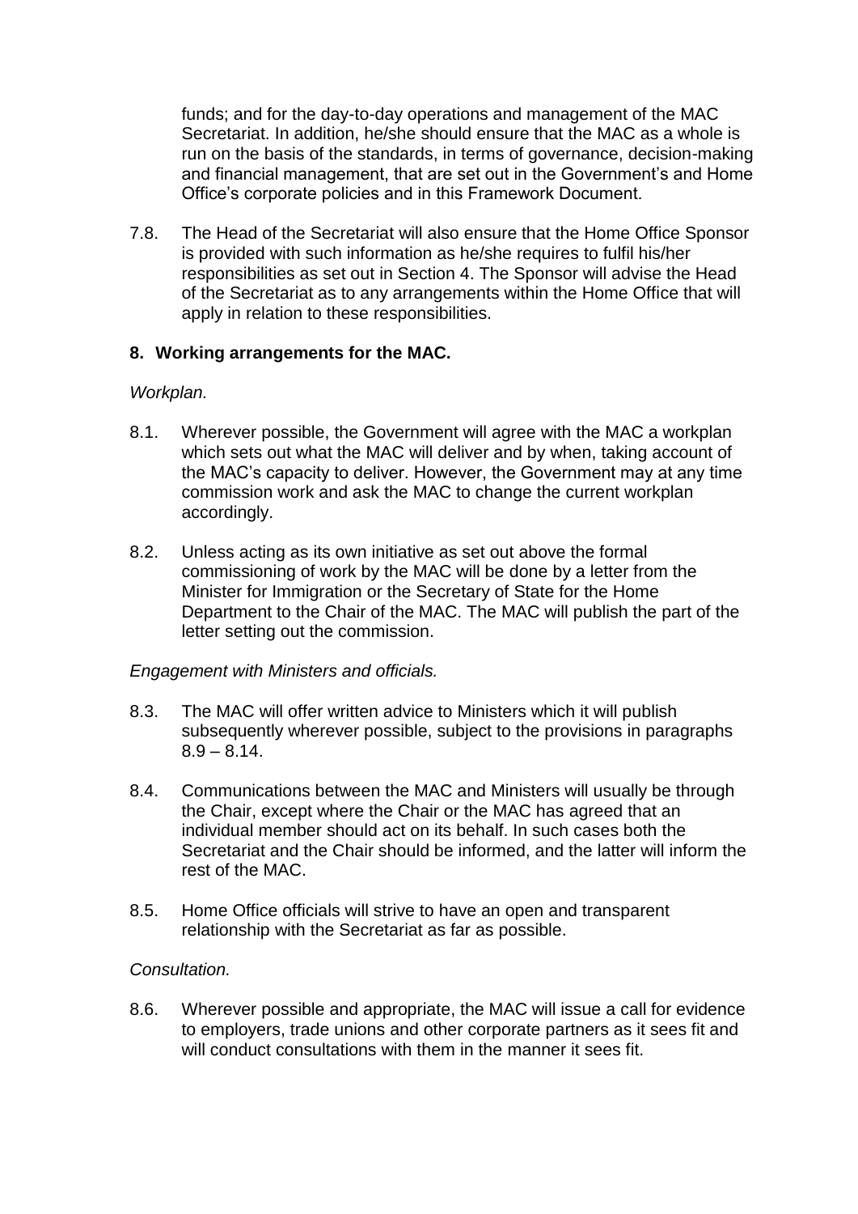funds; and for the day-to-day operations and management of the MAC Secretariat. In addition, he/she should ensure that the MAC as a whole is run on the basis of the standards, in terms of governance, decision-making and financial management, that are set out in the Government's and Home Office's corporate policies and in this Framework Document.

7.8. The Head of the Secretariat will also ensure that the Home Office Sponsor is provided with such information as he/she requires to fulfil his/her responsibilities as set out in Section 4. The Sponsor will advise the Head of the Secretariat as to any arrangements within the Home Office that will apply in relation to these responsibilities.

## 8. Working arrangements for the MAC.

*Workplan.*

8.1. Wherever possible, the Government will agree with the MAC a workplan which sets out what the MAC will deliver and by when, taking account of the MAC's capacity to deliver. However, the Government may at any time commission work and ask the MAC to change the current workplan accordingly.

8.2. Unless acting as its own initiative as set out above the formal commissioning of work by the MAC will be done by a letter from the Minister for Immigration or the Secretary of State for the Home Department to the Chair of the MAC. The MAC will publish the part of the letter setting out the commission.

*Engagement with Ministers and officials.*

8.3. The MAC will offer written advice to Ministers which it will publish subsequently wherever possible, subject to the provisions in paragraphs 8.9 – 8.14.

8.4. Communications between the MAC and Ministers will usually be through the Chair, except where the Chair or the MAC has agreed that an individual member should act on its behalf. In such cases both the Secretariat and the Chair should be informed, and the latter will inform the rest of the MAC.

8.5. Home Office officials will strive to have an open and transparent relationship with the Secretariat as far as possible.

*Consultation.*

8.6. Wherever possible and appropriate, the MAC will issue a call for evidence to employers, trade unions and other corporate partners as it sees fit and will conduct consultations with them in the manner it sees fit.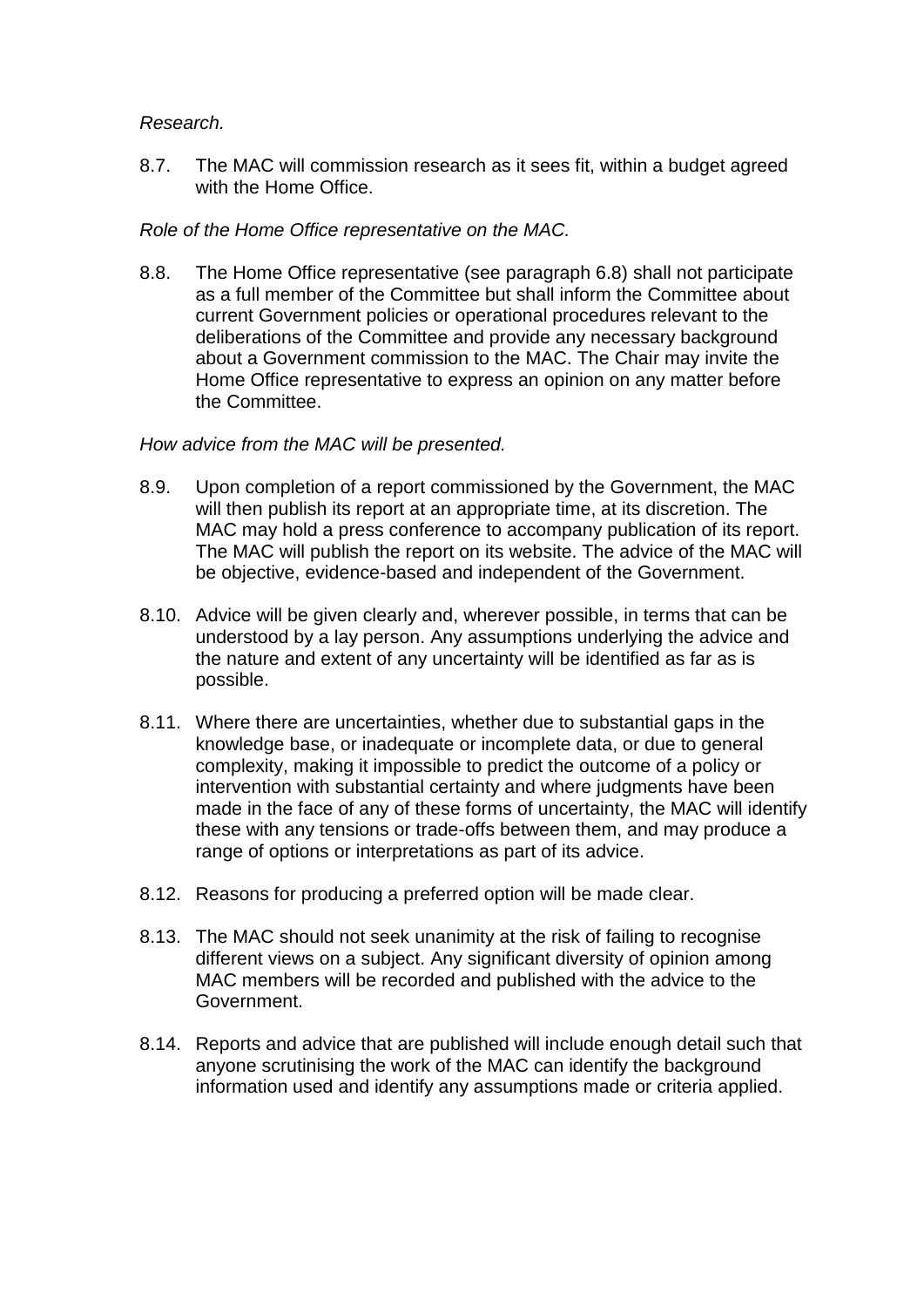*Research.*

8.7. The MAC will commission research as it sees fit, within a budget agreed with the Home Office.

*Role of the Home Office representative on the MAC.*

8.8. The Home Office representative (see paragraph 6.8) shall not participate as a full member of the Committee but shall inform the Committee about current Government policies or operational procedures relevant to the deliberations of the Committee and provide any necessary background about a Government commission to the MAC. The Chair may invite the Home Office representative to express an opinion on any matter before the Committee.

*How advice from the MAC will be presented.*

8.9. Upon completion of a report commissioned by the Government, the MAC will then publish its report at an appropriate time, at its discretion. The MAC may hold a press conference to accompany publication of its report. The MAC will publish the report on its website. The advice of the MAC will be objective, evidence-based and independent of the Government.

8.10. Advice will be given clearly and, wherever possible, in terms that can be understood by a lay person. Any assumptions underlying the advice and the nature and extent of any uncertainty will be identified as far as is possible.

8.11. Where there are uncertainties, whether due to substantial gaps in the knowledge base, or inadequate or incomplete data, or due to general complexity, making it impossible to predict the outcome of a policy or intervention with substantial certainty and where judgments have been made in the face of any of these forms of uncertainty, the MAC will identify these with any tensions or trade-offs between them, and may produce a range of options or interpretations as part of its advice.

8.12. Reasons for producing a preferred option will be made clear.

8.13. The MAC should not seek unanimity at the risk of failing to recognise different views on a subject. Any significant diversity of opinion among MAC members will be recorded and published with the advice to the Government.

8.14. Reports and advice that are published will include enough detail such that anyone scrutinising the work of the MAC can identify the background information used and identify any assumptions made or criteria applied.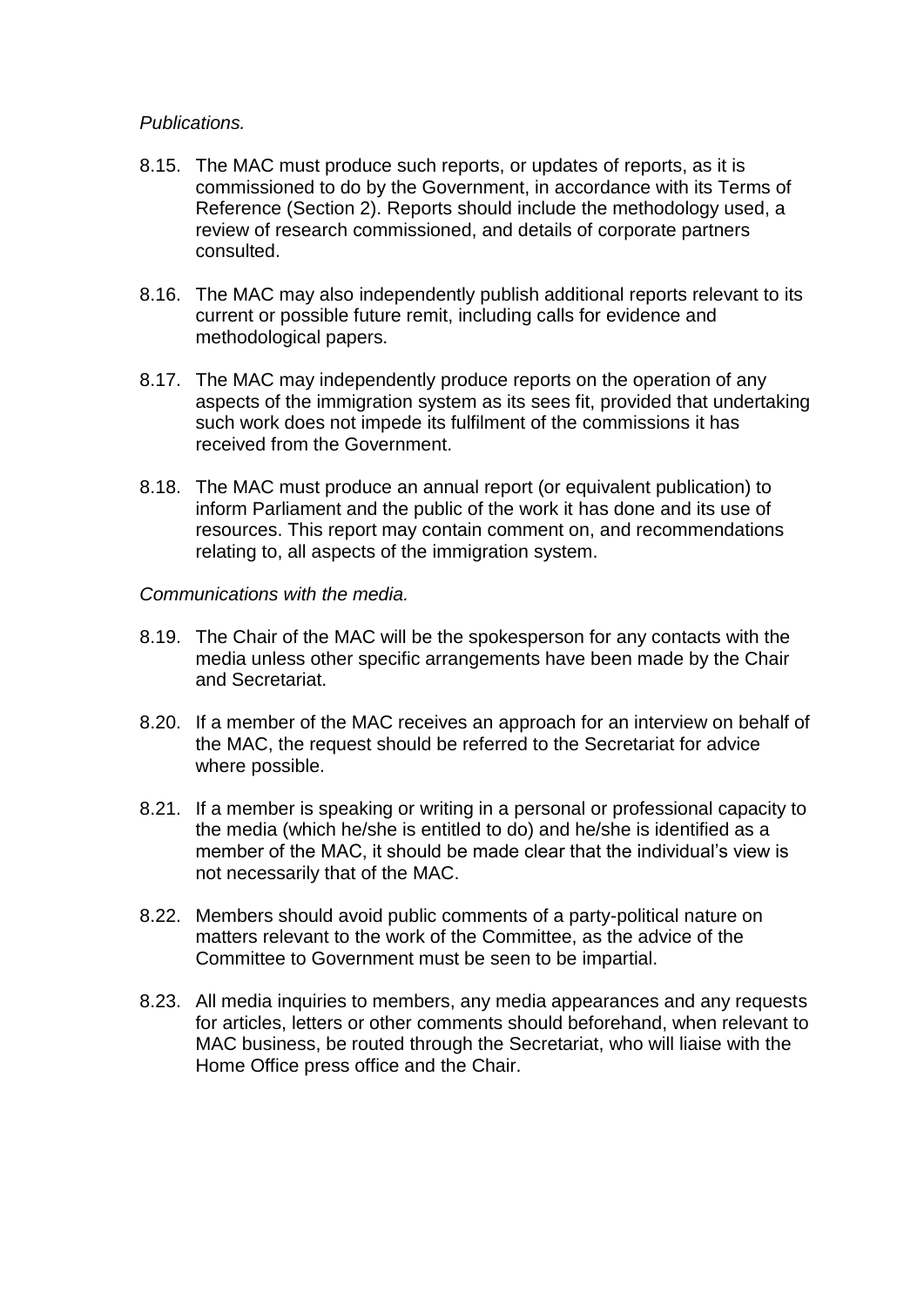*Publications.*

8.15. The MAC must produce such reports, or updates of reports, as it is commissioned to do by the Government, in accordance with its Terms of Reference (Section 2). Reports should include the methodology used, a review of research commissioned, and details of corporate partners consulted.

8.16. The MAC may also independently publish additional reports relevant to its current or possible future remit, including calls for evidence and methodological papers.

8.17. The MAC may independently produce reports on the operation of any aspects of the immigration system as its sees fit, provided that undertaking such work does not impede its fulfilment of the commissions it has received from the Government.

8.18. The MAC must produce an annual report (or equivalent publication) to inform Parliament and the public of the work it has done and its use of resources. This report may contain comment on, and recommendations relating to, all aspects of the immigration system.

*Communications with the media.*

8.19. The Chair of the MAC will be the spokesperson for any contacts with the media unless other specific arrangements have been made by the Chair and Secretariat.

8.20. If a member of the MAC receives an approach for an interview on behalf of the MAC, the request should be referred to the Secretariat for advice where possible.

8.21. If a member is speaking or writing in a personal or professional capacity to the media (which he/she is entitled to do) and he/she is identified as a member of the MAC, it should be made clear that the individual's view is not necessarily that of the MAC.

8.22. Members should avoid public comments of a party-political nature on matters relevant to the work of the Committee, as the advice of the Committee to Government must be seen to be impartial.

8.23. All media inquiries to members, any media appearances and any requests for articles, letters or other comments should beforehand, when relevant to MAC business, be routed through the Secretariat, who will liaise with the Home Office press office and the Chair.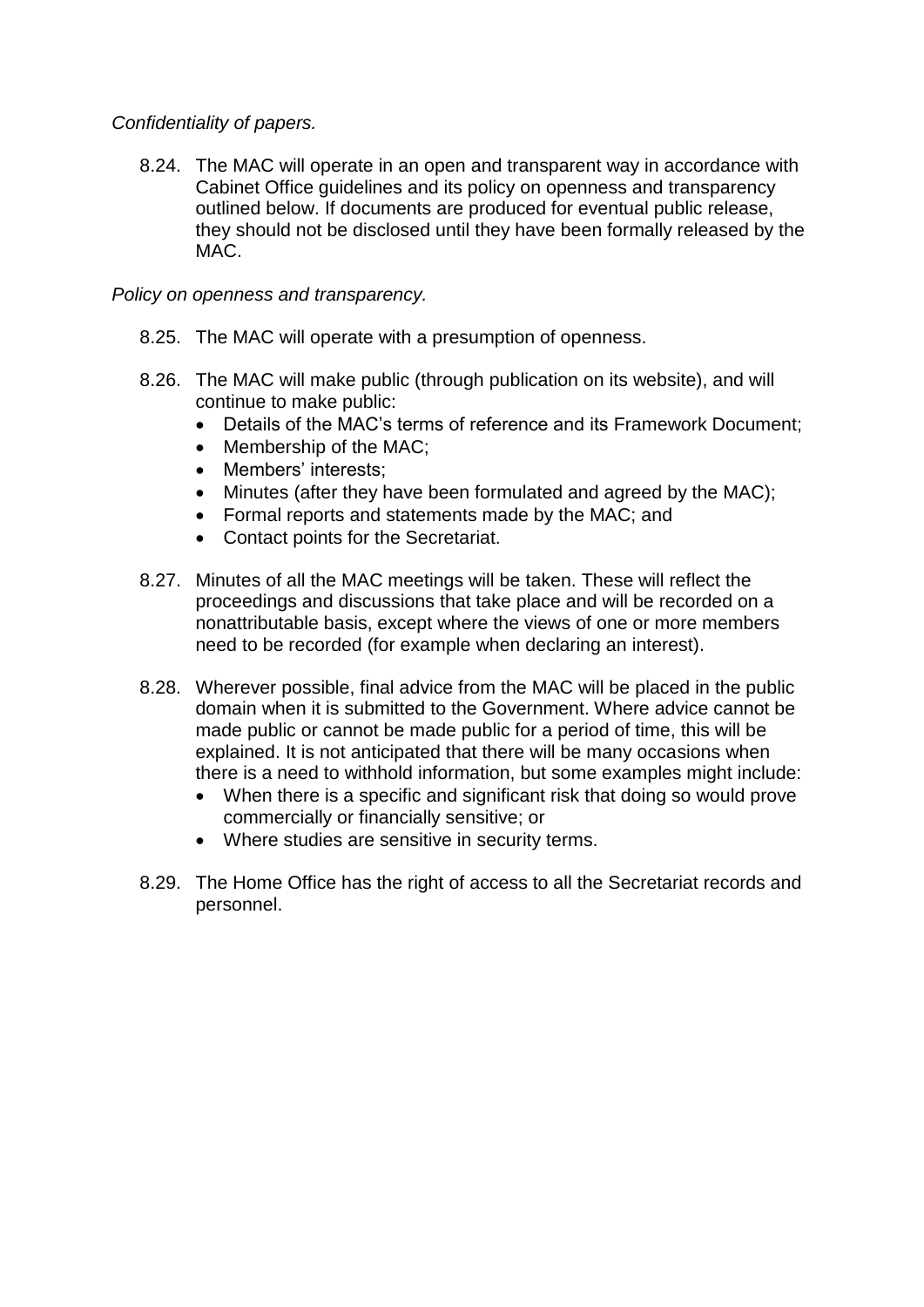*Confidentiality of papers.*

8.24. The MAC will operate in an open and transparent way in accordance with Cabinet Office guidelines and its policy on openness and transparency outlined below. If documents are produced for eventual public release, they should not be disclosed until they have been formally released by the MAC.

*Policy on openness and transparency.*

8.25. The MAC will operate with a presumption of openness.

8.26. The MAC will make public (through publication on its website), and will continue to make public:

- Details of the MAC's terms of reference and its Framework Document;
- Membership of the MAC;
- Members' interests;
- Minutes (after they have been formulated and agreed by the MAC);
- Formal reports and statements made by the MAC; and
- Contact points for the Secretariat.

8.27. Minutes of all the MAC meetings will be taken. These will reflect the proceedings and discussions that take place and will be recorded on a nonattributable basis, except where the views of one or more members need to be recorded (for example when declaring an interest).

8.28. Wherever possible, final advice from the MAC will be placed in the public domain when it is submitted to the Government. Where advice cannot be made public or cannot be made public for a period of time, this will be explained. It is not anticipated that there will be many occasions when there is a need to withhold information, but some examples might include:

- When there is a specific and significant risk that doing so would prove commercially or financially sensitive; or
- Where studies are sensitive in security terms.

8.29. The Home Office has the right of access to all the Secretariat records and personnel.